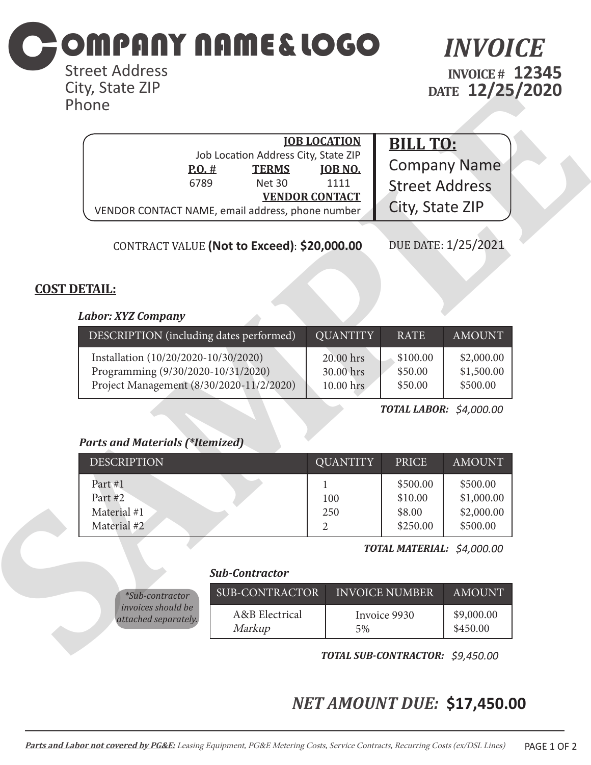# COMPANY NAME & LOGO

Street Address
City, State ZIP
Phone

# INVOICE

**INVOICE #** **12345**
**DATE** **12/25/2020**

**JOB LOCATION**
Job Location Address City, State ZIP

| P.O. # | TERMS | JOB NO. |
|---|---|---|
| 6789 | Net 30 | 1111 |

**VENDOR CONTACT**
VENDOR CONTACT NAME, email address, phone number

**BILL TO:**
Company Name
Street Address
City, State ZIP

CONTRACT VALUE **(Not to Exceed)**: **$20,000.00**

DUE DATE: 1/25/2021

## COST DETAIL:

***Labor: XYZ Company***

| DESCRIPTION (including dates performed) | QUANTITY | RATE | AMOUNT |
|---|---|---|---|
| Installation (10/20/2020-10/30/2020) | 20.00 hrs | $100.00 | $2,000.00 |
| Programming (9/30/2020-10/31/2020) | 30.00 hrs | $50.00 | $1,500.00 |
| Project Management (8/30/2020-11/2/2020) | 10.00 hrs | $50.00 | $500.00 |

***TOTAL LABOR:*** *$4,000.00*

***Parts and Materials (*Itemized)***

| DESCRIPTION | QUANTITY | PRICE | AMOUNT |
|---|---|---|---|
| Part #1 | 1 | $500.00 | $500.00 |
| Part #2 | 100 | $10.00 | $1,000.00 |
| Material #1 | 250 | $8.00 | $2,000.00 |
| Material #2 | 2 | $250.00 | $500.00 |

***TOTAL MATERIAL:*** *$4,000.00*

***Sub-Contractor***

*\*Sub-contractor invoices should be attached separately.*

| SUB-CONTRACTOR | INVOICE NUMBER | AMOUNT |
|---|---|---|
| A&B Electrical | Invoice 9930 | $9,000.00 |
| *Markup* | 5% | $450.00 |

***TOTAL SUB-CONTRACTOR:*** *$9,450.00*

## *NET AMOUNT DUE:* **$17,450.00**

***Parts and Labor not covered by PG&E:*** *Leasing Equipment, PG&E Metering Costs, Service Contracts, Recurring Costs (ex/DSL Lines)*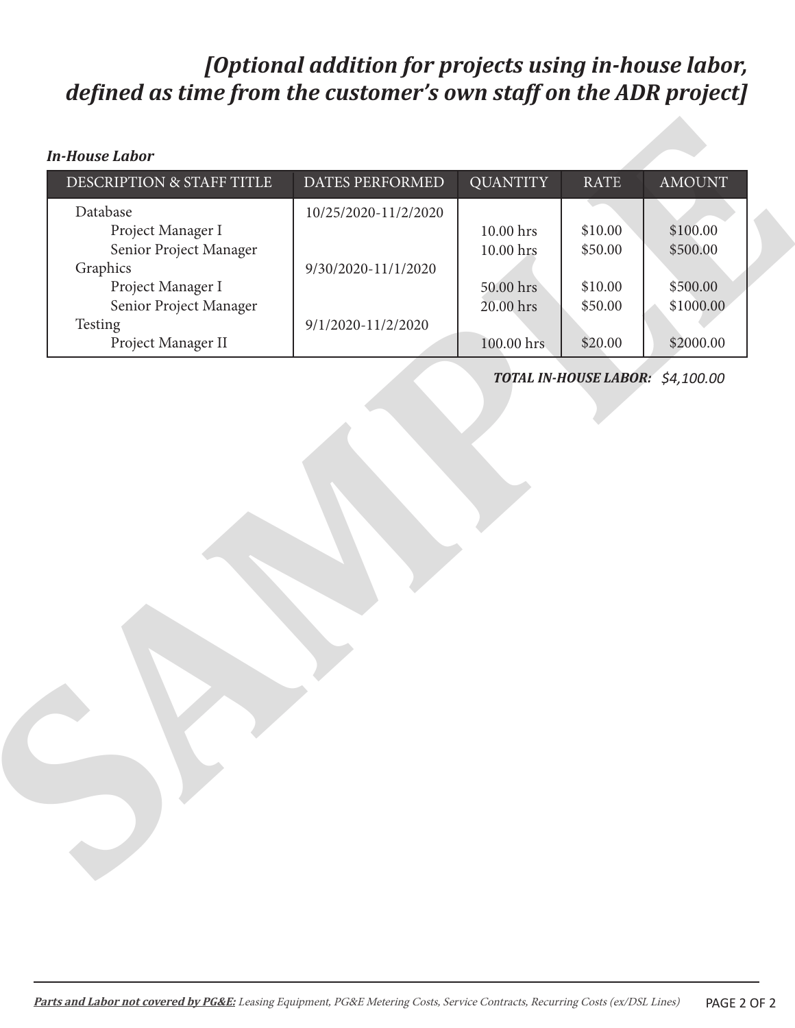## *[Optional addition for projects using in-house labor, defined as time from the customer's own staff on the ADR project]*

***In-House Labor***

| DESCRIPTION & STAFF TITLE | DATES PERFORMED | QUANTITY | RATE | AMOUNT |
|---|---|---|---|---|
| Database | 10/25/2020-11/2/2020 | | | |
| Project Manager I | | 10.00 hrs | $10.00 | $100.00 |
| Senior Project Manager | | 10.00 hrs | $50.00 | $500.00 |
| Graphics | 9/30/2020-11/1/2020 | | | |
| Project Manager I | | 50.00 hrs | $10.00 | $500.00 |
| Senior Project Manager | | 20.00 hrs | $50.00 | $1000.00 |
| Testing | 9/1/2020-11/2/2020 | | | |
| Project Manager II | | 100.00 hrs | $20.00 | $2000.00 |

***TOTAL IN-HOUSE LABOR:*** *$4,100.00*

SAMPLE

***Parts and Labor not covered by PG&E:*** *Leasing Equipment, PG&E Metering Costs, Service Contracts, Recurring Costs (ex/DSL Lines)*